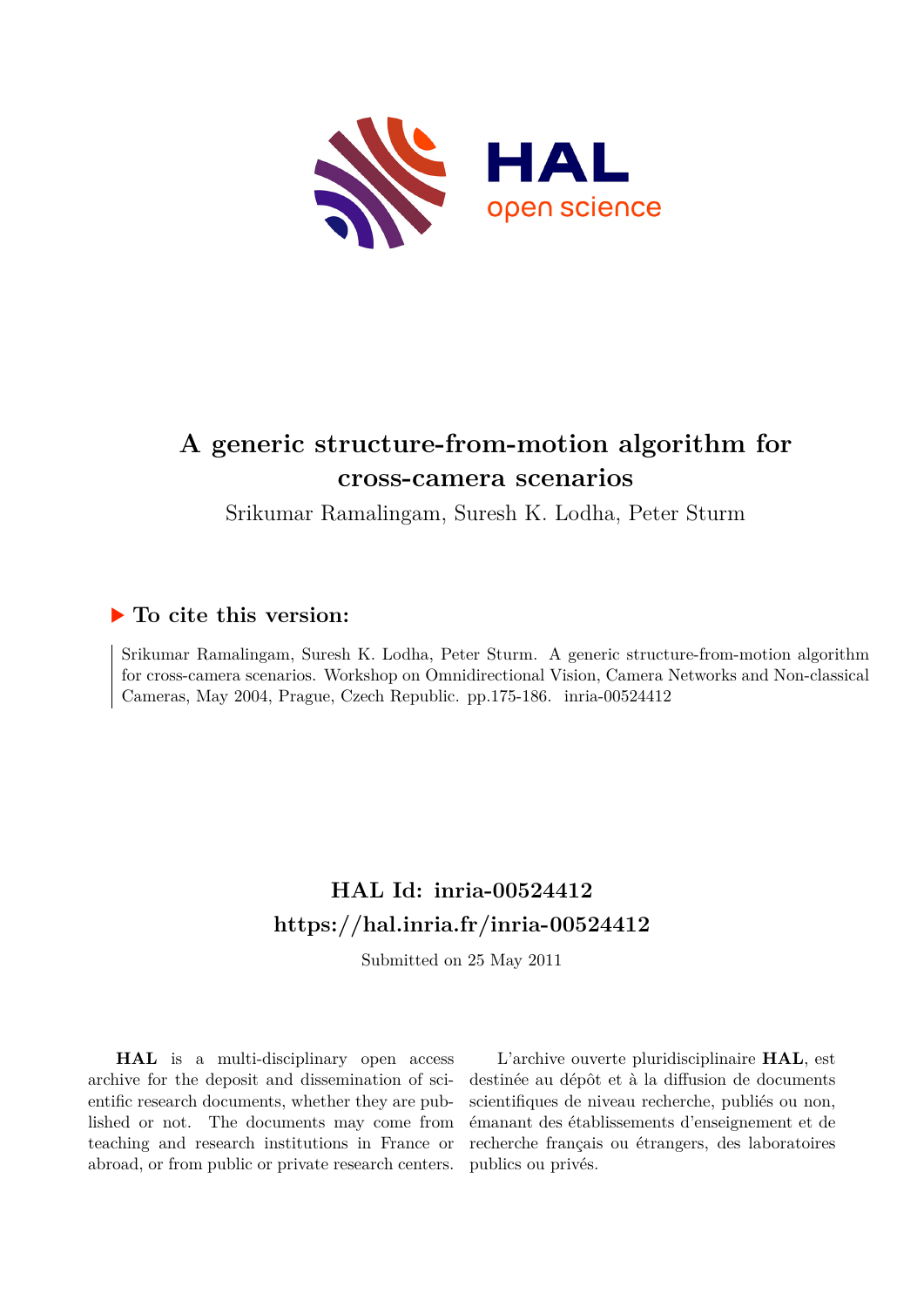# A generic structure-from-motion algorithm for cross-camera scenarios

Srikumar Ramalingam, Suresh K. Lodha, Peter Sturm

## ▶ To cite this version:

Srikumar Ramalingam, Suresh K. Lodha, Peter Sturm. A generic structure-from-motion algorithm for cross-camera scenarios. Workshop on Omnidirectional Vision, Camera Networks and Non-classical Cameras, May 2004, Prague, Czech Republic. pp.175-186. inria-00524412

## HAL Id: inria-00524412

## https://hal.inria.fr/inria-00524412

Submitted on 25 May 2011

**HAL** is a multi-disciplinary open access archive for the deposit and dissemination of scientific research documents, whether they are published or not. The documents may come from teaching and research institutions in France or abroad, or from public or private research centers.

L'archive ouverte pluridisciplinaire **HAL**, est destinée au dépôt et à la diffusion de documents scientifiques de niveau recherche, publiés ou non, émanant des établissements d'enseignement et de recherche français ou étrangers, des laboratoires publics ou privés.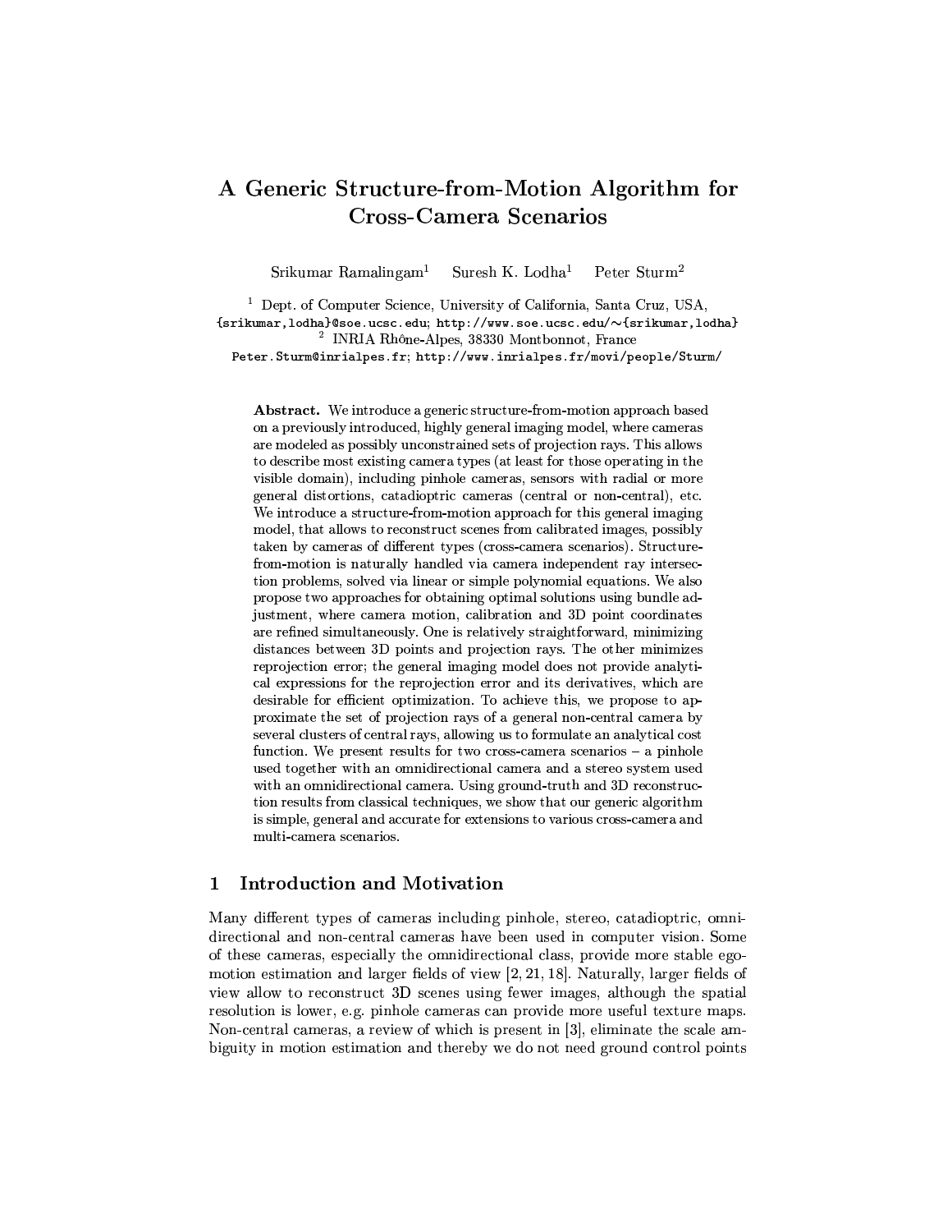# A Generic Structure-from-Motion Algorithm for Cross-Camera Scenarios

Srikumar Ramalingam[1] Suresh K. Lodha[1] Peter Sturm[2]

[1] Dept. of Computer Science, University of California, Santa Cruz, USA, {srikumar,lodha}@soe.ucsc.edu; http://www.soe.ucsc.edu/~{srikumar,lodha}
[2] INRIA Rhône-Alpes, 38330 Montbonnot, France
Peter.Sturm@inrialpes.fr; http://www.inrialpes.fr/movi/people/Sturm/

**Abstract.** We introduce a generic structure-from-motion approach based on a previously introduced, highly general imaging model, where cameras are modeled as possibly unconstrained sets of projection rays. This allows to describe most existing camera types (at least for those operating in the visible domain), including pinhole cameras, sensors with radial or more general distortions, catadioptric cameras (central or non-central), etc. We introduce a structure-from-motion approach for this general imaging model, that allows to reconstruct scenes from calibrated images, possibly taken by cameras of different types (cross-camera scenarios). Structure-from-motion is naturally handled via camera independent ray intersection problems, solved via linear or simple polynomial equations. We also propose two approaches for obtaining optimal solutions using bundle adjustment, where camera motion, calibration and 3D point coordinates are refined simultaneously. One is relatively straightforward, minimizing distances between 3D points and projection rays. The other minimizes reprojection error; the general imaging model does not provide analytical expressions for the reprojection error and its derivatives, which are desirable for efficient optimization. To achieve this, we propose to approximate the set of projection rays of a general non-central camera by several clusters of central rays, allowing us to formulate an analytical cost function. We present results for two cross-camera scenarios – a pinhole used together with an omnidirectional camera and a stereo system used with an omnidirectional camera. Using ground-truth and 3D reconstruction results from classical techniques, we show that our generic algorithm is simple, general and accurate for extensions to various cross-camera and multi-camera scenarios.

## 1 Introduction and Motivation

Many different types of cameras including pinhole, stereo, catadioptric, omnidirectional and non-central cameras have been used in computer vision. Some of these cameras, especially the omnidirectional class, provide more stable ego-motion estimation and larger fields of view [2, 21, 18]. Naturally, larger fields of view allow to reconstruct 3D scenes using fewer images, although the spatial resolution is lower, e.g. pinhole cameras can provide more useful texture maps. Non-central cameras, a review of which is present in [3], eliminate the scale ambiguity in motion estimation and thereby we do not need ground control points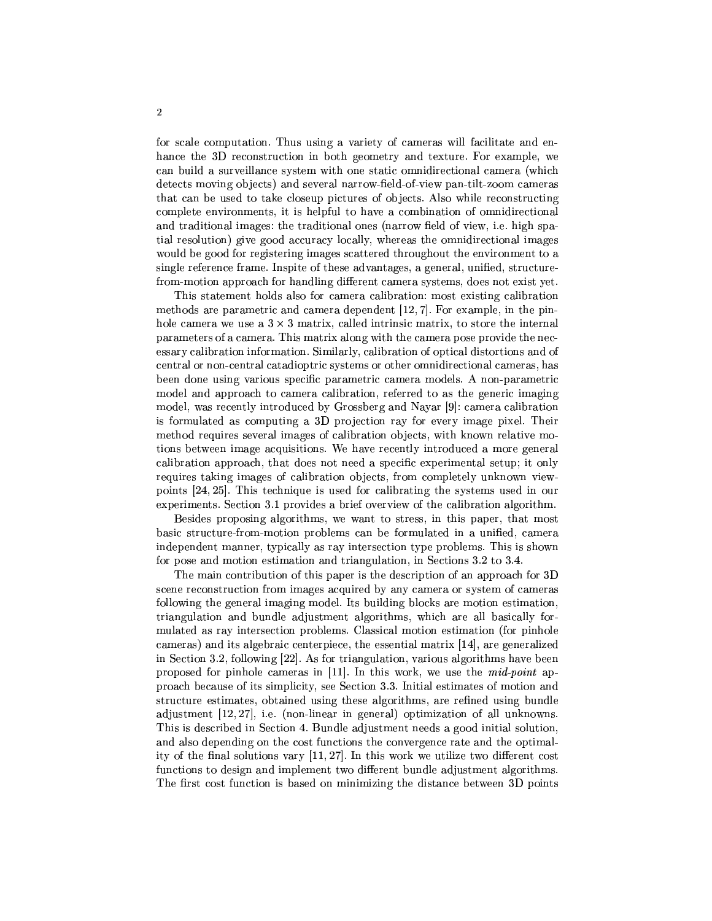for scale computation. Thus using a variety of cameras will facilitate and enhance the 3D reconstruction in both geometry and texture. For example, we can build a surveillance system with one static omnidirectional camera (which detects moving objects) and several narrow-field-of-view pan-tilt-zoom cameras that can be used to take closeup pictures of objects. Also while reconstructing complete environments, it is helpful to have a combination of omnidirectional and traditional images: the traditional ones (narrow field of view, i.e. high spatial resolution) give good accuracy locally, whereas the omnidirectional images would be good for registering images scattered throughout the environment to a single reference frame. Inspite of these advantages, a general, unified, structure-from-motion approach for handling different camera systems, does not exist yet.

This statement holds also for camera calibration: most existing calibration methods are parametric and camera dependent [12, 7]. For example, in the pinhole camera we use a $3 \times 3$ matrix, called intrinsic matrix, to store the internal parameters of a camera. This matrix along with the camera pose provide the necessary calibration information. Similarly, calibration of optical distortions and of central or non-central catadioptric systems or other omnidirectional cameras, has been done using various specific parametric camera models. A non-parametric model and approach to camera calibration, referred to as the generic imaging model, was recently introduced by Grossberg and Nayar [9]: camera calibration is formulated as computing a 3D projection ray for every image pixel. Their method requires several images of calibration objects, with known relative motions between image acquisitions. We have recently introduced a more general calibration approach, that does not need a specific experimental setup; it only requires taking images of calibration objects, from completely unknown viewpoints [24, 25]. This technique is used for calibrating the systems used in our experiments. Section 3.1 provides a brief overview of the calibration algorithm.

Besides proposing algorithms, we want to stress, in this paper, that most basic structure-from-motion problems can be formulated in a unified, camera independent manner, typically as ray intersection type problems. This is shown for pose and motion estimation and triangulation, in Sections 3.2 to 3.4.

The main contribution of this paper is the description of an approach for 3D scene reconstruction from images acquired by any camera or system of cameras following the general imaging model. Its building blocks are motion estimation, triangulation and bundle adjustment algorithms, which are all basically formulated as ray intersection problems. Classical motion estimation (for pinhole cameras) and its algebraic centerpiece, the essential matrix [14], are generalized in Section 3.2, following [22]. As for triangulation, various algorithms have been proposed for pinhole cameras in [11]. In this work, we use the *mid-point* approach because of its simplicity, see Section 3.3. Initial estimates of motion and structure estimates, obtained using these algorithms, are refined using bundle adjustment [12, 27], i.e. (non-linear in general) optimization of all unknowns. This is described in Section 4. Bundle adjustment needs a good initial solution, and also depending on the cost functions the convergence rate and the optimality of the final solutions vary [11, 27]. In this work we utilize two different cost functions to design and implement two different bundle adjustment algorithms. The first cost function is based on minimizing the distance between 3D points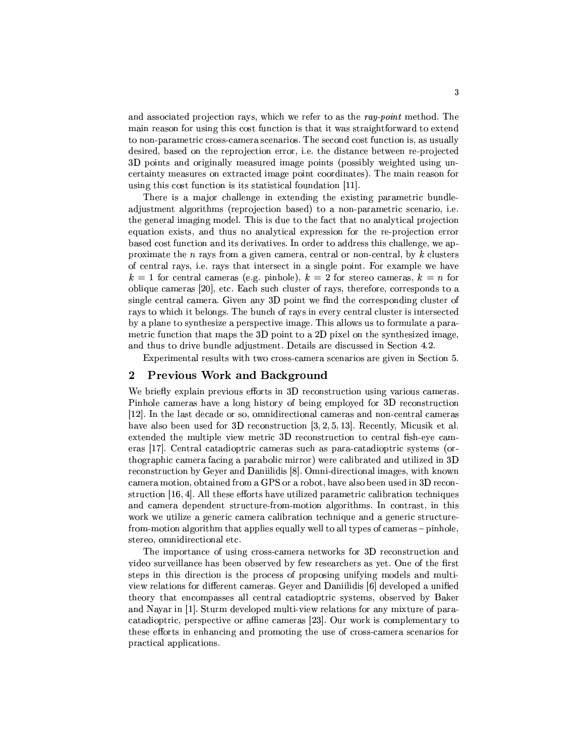and associated projection rays, which we refer to as the *ray-point* method. The main reason for using this cost function is that it was straightforward to extend to non-parametric cross-camera scenarios. The second cost function is, as usually desired, based on the reprojection error, i.e. the distance between re-projected 3D points and originally measured image points (possibly weighted using uncertainty measures on extracted image point coordinates). The main reason for using this cost function is its statistical foundation [11].

There is a major challenge in extending the existing parametric bundle-adjustment algorithms (reprojection based) to a non-parametric scenario, i.e. the general imaging model. This is due to the fact that no analytical projection equation exists, and thus no analytical expression for the re-projection error based cost function and its derivatives. In order to address this challenge, we approximate the $n$ rays from a given camera, central or non-central, by $k$ clusters of central rays, i.e. rays that intersect in a single point. For example we have $k = 1$ for central cameras (e.g. pinhole), $k = 2$ for stereo cameras, $k = n$ for oblique cameras [20], etc. Each such cluster of rays, therefore, corresponds to a single central camera. Given any 3D point we find the corresponding cluster of rays to which it belongs. The bunch of rays in every central cluster is intersected by a plane to synthesize a perspective image. This allows us to formulate a parametric function that maps the 3D point to a 2D pixel on the synthesized image, and thus to drive bundle adjustment. Details are discussed in Section 4.2.

Experimental results with two cross-camera scenarios are given in Section 5.

## 2 Previous Work and Background

We briefly explain previous efforts in 3D reconstruction using various cameras. Pinhole cameras have a long history of being employed for 3D reconstruction [12]. In the last decade or so, omnidirectional cameras and non-central cameras have also been used for 3D reconstruction [3, 2, 5, 13]. Recently, Micusik et al. extended the multiple view metric 3D reconstruction to central fish-eye cameras [17]. Central catadioptric cameras such as para-catadioptric systems (orthographic camera facing a parabolic mirror) were calibrated and utilized in 3D reconstruction by Geyer and Daniilidis [8]. Omni-directional images, with known camera motion, obtained from a GPS or a robot, have also been used in 3D reconstruction [16, 4]. All these efforts have utilized parametric calibration techniques and camera dependent structure-from-motion algorithms. In contrast, in this work we utilize a generic camera calibration technique and a generic structure-from-motion algorithm that applies equally well to all types of cameras – pinhole, stereo, omnidirectional etc.

The importance of using cross-camera networks for 3D reconstruction and video surveillance has been observed by few researchers as yet. One of the first steps in this direction is the process of proposing unifying models and multi-view relations for different cameras. Geyer and Daniilidis [6] developed a unified theory that encompasses all central catadioptric systems, observed by Baker and Nayar in [1]. Sturm developed multi-view relations for any mixture of para-catadioptric, perspective or affine cameras [23]. Our work is complementary to these efforts in enhancing and promoting the use of cross-camera scenarios for practical applications.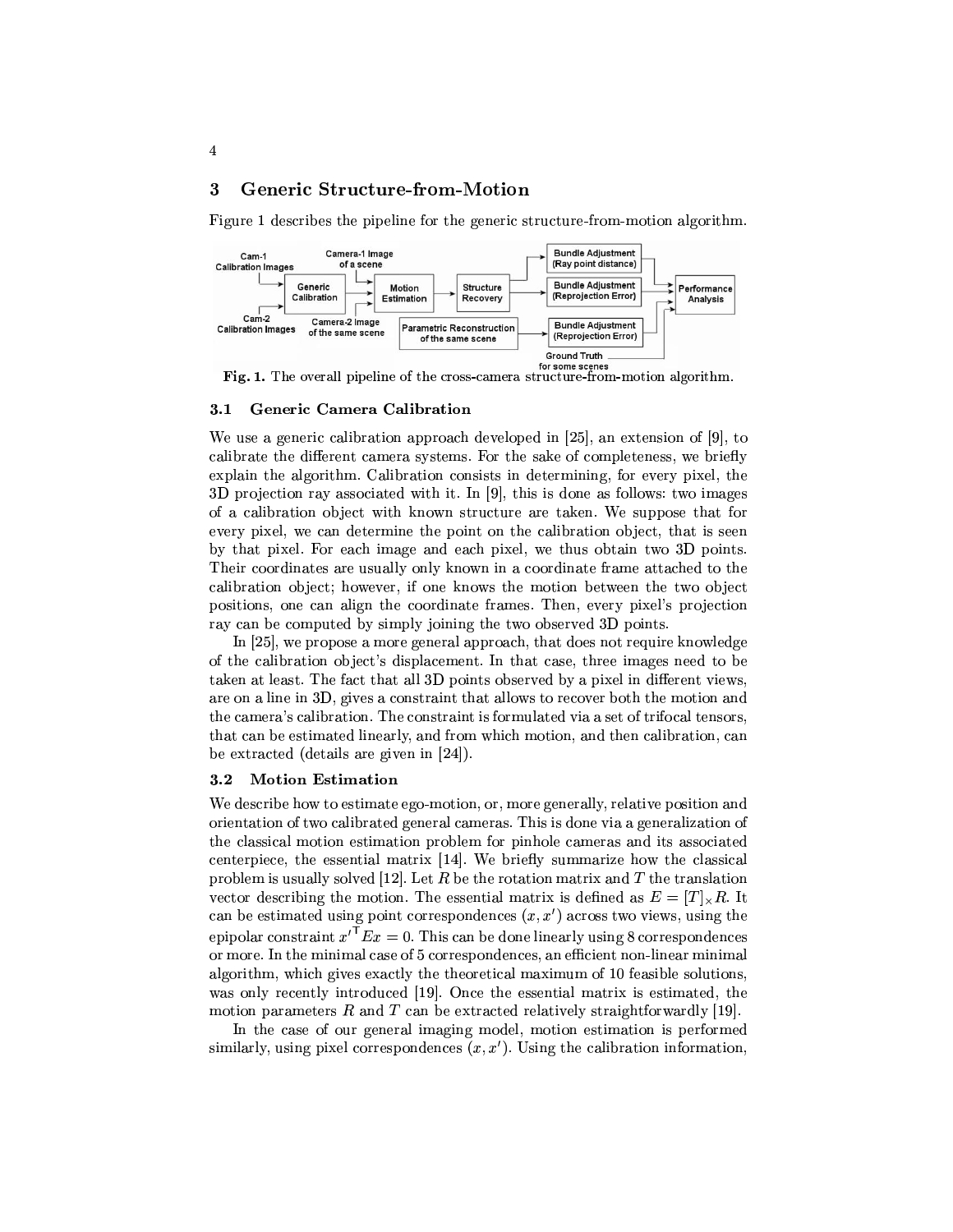## 3 Generic Structure-from-Motion

Figure 1 describes the pipeline for the generic structure-from-motion algorithm.

**Fig. 1.** The overall pipeline of the cross-camera structure-from-motion algorithm.

### 3.1 Generic Camera Calibration

We use a generic calibration approach developed in [25], an extension of [9], to calibrate the different camera systems. For the sake of completeness, we briefly explain the algorithm. Calibration consists in determining, for every pixel, the 3D projection ray associated with it. In [9], this is done as follows: two images of a calibration object with known structure are taken. We suppose that for every pixel, we can determine the point on the calibration object, that is seen by that pixel. For each image and each pixel, we thus obtain two 3D points. Their coordinates are usually only known in a coordinate frame attached to the calibration object; however, if one knows the motion between the two object positions, one can align the coordinate frames. Then, every pixel's projection ray can be computed by simply joining the two observed 3D points.

In [25], we propose a more general approach, that does not require knowledge of the calibration object's displacement. In that case, three images need to be taken at least. The fact that all 3D points observed by a pixel in different views, are on a line in 3D, gives a constraint that allows to recover both the motion and the camera's calibration. The constraint is formulated via a set of trifocal tensors, that can be estimated linearly, and from which motion, and then calibration, can be extracted (details are given in [24]).

### 3.2 Motion Estimation

We describe how to estimate ego-motion, or, more generally, relative position and orientation of two calibrated general cameras. This is done via a generalization of the classical motion estimation problem for pinhole cameras and its associated centerpiece, the essential matrix [14]. We briefly summarize how the classical problem is usually solved [12]. Let $R$ be the rotation matrix and $T$ the translation vector describing the motion. The essential matrix is defined as $E = [T]_\times R$. It can be estimated using point correspondences $(x, x')$ across two views, using the epipolar constraint ${x'}^\mathsf{T} E x = 0$. This can be done linearly using 8 correspondences or more. In the minimal case of 5 correspondences, an efficient non-linear minimal algorithm, which gives exactly the theoretical maximum of 10 feasible solutions, was only recently introduced [19]. Once the essential matrix is estimated, the motion parameters $R$ and $T$ can be extracted relatively straightforwardly [19].

In the case of our general imaging model, motion estimation is performed similarly, using pixel correspondences $(x, x')$. Using the calibration information,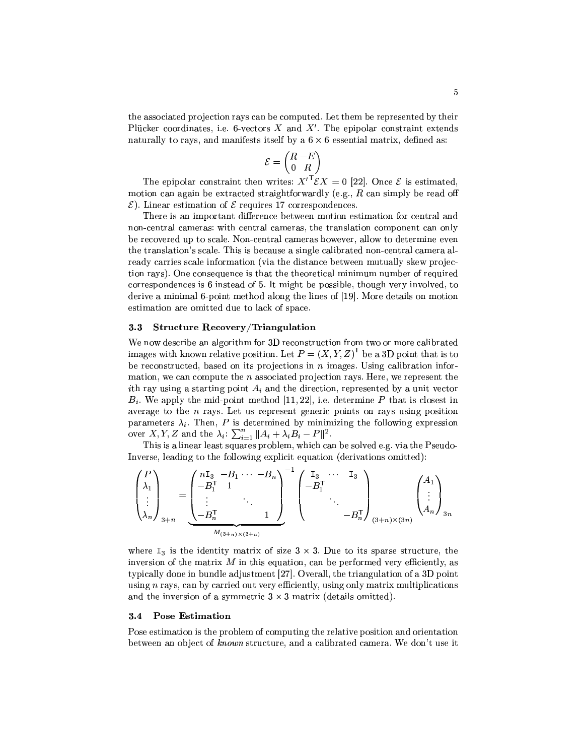the associated projection rays can be computed. Let them be represented by their Plücker coordinates, i.e. 6-vectors $X$ and $X'$. The epipolar constraint extends naturally to rays, and manifests itself by a $6 \times 6$ essential matrix, defined as:

$$\mathcal{E} = \begin{pmatrix} R & -E \\ 0 & R \end{pmatrix}$$

The epipolar constraint then writes: ${X'}^{\mathsf{T}} \mathcal{E} X = 0$ [22]. Once $\mathcal{E}$ is estimated, motion can again be extracted straightforwardly (e.g., $R$ can simply be read off $\mathcal{E}$). Linear estimation of $\mathcal{E}$ requires 17 correspondences.

There is an important difference between motion estimation for central and non-central cameras: with central cameras, the translation component can only be recovered up to scale. Non-central cameras however, allow to determine even the translation's scale. This is because a single calibrated non-central camera already carries scale information (via the distance between mutually skew projection rays). One consequence is that the theoretical minimum number of required correspondences is 6 instead of 5. It might be possible, though very involved, to derive a minimal 6-point method along the lines of [19]. More details on motion estimation are omitted due to lack of space.

### 3.3 Structure Recovery/Triangulation

We now describe an algorithm for 3D reconstruction from two or more calibrated images with known relative position. Let $P = (X, Y, Z)^{\mathsf{T}}$ be a 3D point that is to be reconstructed, based on its projections in $n$ images. Using calibration information, we can compute the $n$ associated projection rays. Here, we represent the $i$th ray using a starting point $A_i$ and the direction, represented by a unit vector $B_i$. We apply the mid-point method [11, 22], i.e. determine $P$ that is closest in average to the $n$ rays. Let us represent generic points on rays using position parameters $\lambda_i$. Then, $P$ is determined by minimizing the following expression over $X, Y, Z$ and the $\lambda_i$: $\sum_{i=1}^{n} \|A_i + \lambda_i B_i - P\|^2$.

This is a linear least squares problem, which can be solved e.g. via the Pseudo-Inverse, leading to the following explicit equation (derivations omitted):

$$\begin{pmatrix} P \\ \lambda_1 \\ \vdots \\ \lambda_n \end{pmatrix}_{3+n} = \underbrace{\begin{pmatrix} n\mathtt{I}_3 & -B_1 & \cdots & -B_n \\ -B_1^{\mathsf{T}} & 1 & & \\ \vdots & & \ddots & \\ -B_n^{\mathsf{T}} & & & 1 \end{pmatrix}^{-1}}_{M_{(3+n)\times(3+n)}} \begin{pmatrix} \mathtt{I}_3 & \cdots & \mathtt{I}_3 \\ -B_1^{\mathsf{T}} & & \\ & \ddots & \\ & & -B_n^{\mathsf{T}} \end{pmatrix}_{(3+n)\times(3n)} \begin{pmatrix} A_1 \\ \vdots \\ A_n \end{pmatrix}_{3n}$$

where $\mathtt{I}_3$ is the identity matrix of size $3 \times 3$. Due to its sparse structure, the inversion of the matrix $M$ in this equation, can be performed very efficiently, as typically done in bundle adjustment [27]. Overall, the triangulation of a 3D point using $n$ rays, can by carried out very efficiently, using only matrix multiplications and the inversion of a symmetric $3 \times 3$ matrix (details omitted).

### 3.4 Pose Estimation

Pose estimation is the problem of computing the relative position and orientation between an object of *known* structure, and a calibrated camera. We don't use it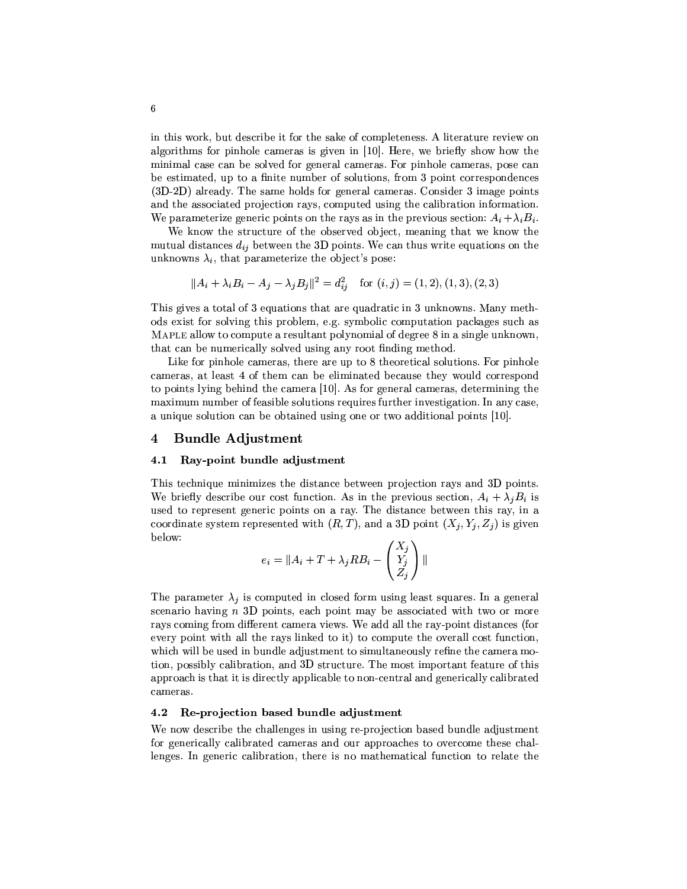in this work, but describe it for the sake of completeness. A literature review on algorithms for pinhole cameras is given in [10]. Here, we briefly show how the minimal case can be solved for general cameras. For pinhole cameras, pose can be estimated, up to a finite number of solutions, from 3 point correspondences (3D-2D) already. The same holds for general cameras. Consider 3 image points and the associated projection rays, computed using the calibration information. We parameterize generic points on the rays as in the previous section: $A_i + \lambda_i B_i$.

We know the structure of the observed object, meaning that we know the mutual distances $d_{ij}$ between the 3D points. We can thus write equations on the unknowns $\lambda_i$, that parameterize the object's pose:

$$\|A_i + \lambda_i B_i - A_j - \lambda_j B_j\|^2 = d_{ij}^2 \quad \text{for } (i,j) = (1,2), (1,3), (2,3)$$

This gives a total of 3 equations that are quadratic in 3 unknowns. Many methods exist for solving this problem, e.g. symbolic computation packages such as MAPLE allow to compute a resultant polynomial of degree 8 in a single unknown, that can be numerically solved using any root finding method.

Like for pinhole cameras, there are up to 8 theoretical solutions. For pinhole cameras, at least 4 of them can be eliminated because they would correspond to points lying behind the camera [10]. As for general cameras, determining the maximum number of feasible solutions requires further investigation. In any case, a unique solution can be obtained using one or two additional points [10].

## 4 Bundle Adjustment

### 4.1 Ray-point bundle adjustment

This technique minimizes the distance between projection rays and 3D points. We briefly describe our cost function. As in the previous section, $A_i + \lambda_j B_i$ is used to represent generic points on a ray. The distance between this ray, in a coordinate system represented with $(R, T)$, and a 3D point $(X_j, Y_j, Z_j)$ is given below:

$$e_i = \|A_i + T + \lambda_j R B_i - \begin{pmatrix} X_j \\ Y_j \\ Z_j \end{pmatrix}\|$$

The parameter $\lambda_j$ is computed in closed form using least squares. In a general scenario having $n$ 3D points, each point may be associated with two or more rays coming from different camera views. We add all the ray-point distances (for every point with all the rays linked to it) to compute the overall cost function, which will be used in bundle adjustment to simultaneously refine the camera motion, possibly calibration, and 3D structure. The most important feature of this approach is that it is directly applicable to non-central and generically calibrated cameras.

### 4.2 Re-projection based bundle adjustment

We now describe the challenges in using re-projection based bundle adjustment for generically calibrated cameras and our approaches to overcome these challenges. In generic calibration, there is no mathematical function to relate the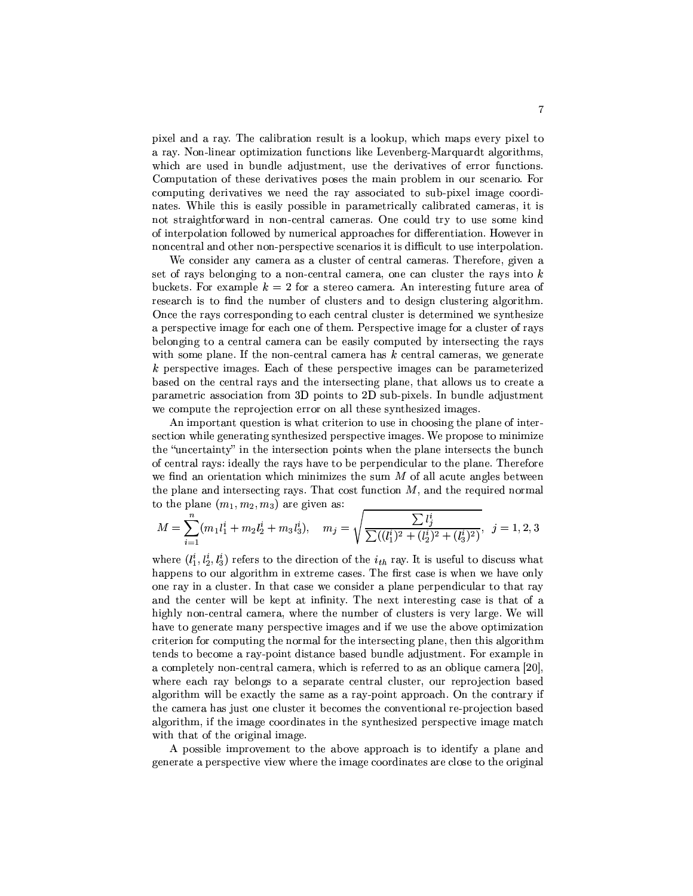pixel and a ray. The calibration result is a lookup, which maps every pixel to a ray. Non-linear optimization functions like Levenberg-Marquardt algorithms, which are used in bundle adjustment, use the derivatives of error functions. Computation of these derivatives poses the main problem in our scenario. For computing derivatives we need the ray associated to sub-pixel image coordinates. While this is easily possible in parametrically calibrated cameras, it is not straightforward in non-central cameras. One could try to use some kind of interpolation followed by numerical approaches for differentiation. However in noncentral and other non-perspective scenarios it is difficult to use interpolation.

We consider any camera as a cluster of central cameras. Therefore, given a set of rays belonging to a non-central camera, one can cluster the rays into $k$ buckets. For example $k = 2$ for a stereo camera. An interesting future area of research is to find the number of clusters and to design clustering algorithm. Once the rays corresponding to each central cluster is determined we synthesize a perspective image for each one of them. Perspective image for a cluster of rays belonging to a central camera can be easily computed by intersecting the rays with some plane. If the non-central camera has $k$ central cameras, we generate $k$ perspective images. Each of these perspective images can be parameterized based on the central rays and the intersecting plane, that allows us to create a parametric association from 3D points to 2D sub-pixels. In bundle adjustment we compute the reprojection error on all these synthesized images.

An important question is what criterion to use in choosing the plane of intersection while generating synthesized perspective images. We propose to minimize the "uncertainty" in the intersection points when the plane intersects the bunch of central rays: ideally the rays have to be perpendicular to the plane. Therefore we find an orientation which minimizes the sum $M$ of all acute angles between the plane and intersecting rays. That cost function $M$, and the required normal to the plane $(m_1, m_2, m_3)$ are given as:

$$M = \sum_{i=1}^{n} (m_1 l_1^i + m_2 l_2^i + m_3 l_3^i), \quad m_j = \sqrt{\frac{\sum l_j^i}{\sum((l_1^i)^2 + (l_2^i)^2 + (l_3^i)^2)}}, \; j = 1, 2, 3$$

where $(l_1^i, l_2^i, l_3^i)$ refers to the direction of the $i_{th}$ ray. It is useful to discuss what happens to our algorithm in extreme cases. The first case is when we have only one ray in a cluster. In that case we consider a plane perpendicular to that ray and the center will be kept at infinity. The next interesting case is that of a highly non-central camera, where the number of clusters is very large. We will have to generate many perspective images and if we use the above optimization criterion for computing the normal for the intersecting plane, then this algorithm tends to become a ray-point distance based bundle adjustment. For example in a completely non-central camera, which is referred to as an oblique camera [20], where each ray belongs to a separate central cluster, our reprojection based algorithm will be exactly the same as a ray-point approach. On the contrary if the camera has just one cluster it becomes the conventional re-projection based algorithm, if the image coordinates in the synthesized perspective image match with that of the original image.

A possible improvement to the above approach is to identify a plane and generate a perspective view where the image coordinates are close to the original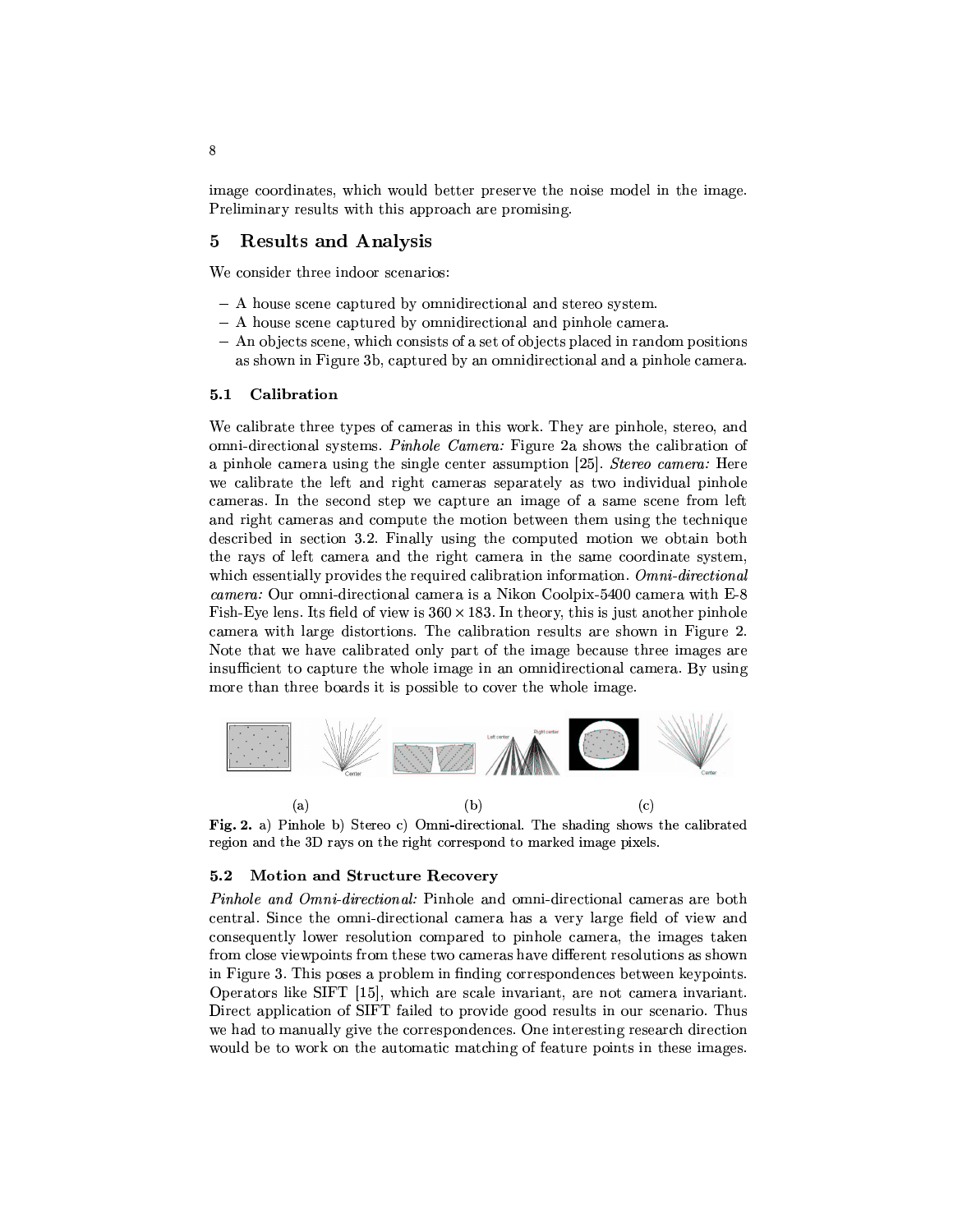image coordinates, which would better preserve the noise model in the image. Preliminary results with this approach are promising.

## 5 Results and Analysis

We consider three indoor scenarios:

- A house scene captured by omnidirectional and stereo system.
- A house scene captured by omnidirectional and pinhole camera.
- An objects scene, which consists of a set of objects placed in random positions as shown in Figure 3b, captured by an omnidirectional and a pinhole camera.

### 5.1 Calibration

We calibrate three types of cameras in this work. They are pinhole, stereo, and omni-directional systems. *Pinhole Camera:* Figure 2a shows the calibration of a pinhole camera using the single center assumption [25]. *Stereo camera:* Here we calibrate the left and right cameras separately as two individual pinhole cameras. In the second step we capture an image of a same scene from left and right cameras and compute the motion between them using the technique described in section 3.2. Finally using the computed motion we obtain both the rays of left camera and the right camera in the same coordinate system, which essentially provides the required calibration information. *Omni-directional camera:* Our omni-directional camera is a Nikon Coolpix-5400 camera with E-8 Fish-Eye lens. Its field of view is $360 \times 183$. In theory, this is just another pinhole camera with large distortions. The calibration results are shown in Figure 2. Note that we have calibrated only part of the image because three images are insufficient to capture the whole image in an omnidirectional camera. By using more than three boards it is possible to cover the whole image.

(a) (b) (c)

**Fig. 2.** a) Pinhole b) Stereo c) Omni-directional. The shading shows the calibrated region and the 3D rays on the right correspond to marked image pixels.

### 5.2 Motion and Structure Recovery

*Pinhole and Omni-directional:* Pinhole and omni-directional cameras are both central. Since the omni-directional camera has a very large field of view and consequently lower resolution compared to pinhole camera, the images taken from close viewpoints from these two cameras have different resolutions as shown in Figure 3. This poses a problem in finding correspondences between keypoints. Operators like SIFT [15], which are scale invariant, are not camera invariant. Direct application of SIFT failed to provide good results in our scenario. Thus we had to manually give the correspondences. One interesting research direction would be to work on the automatic matching of feature points in these images.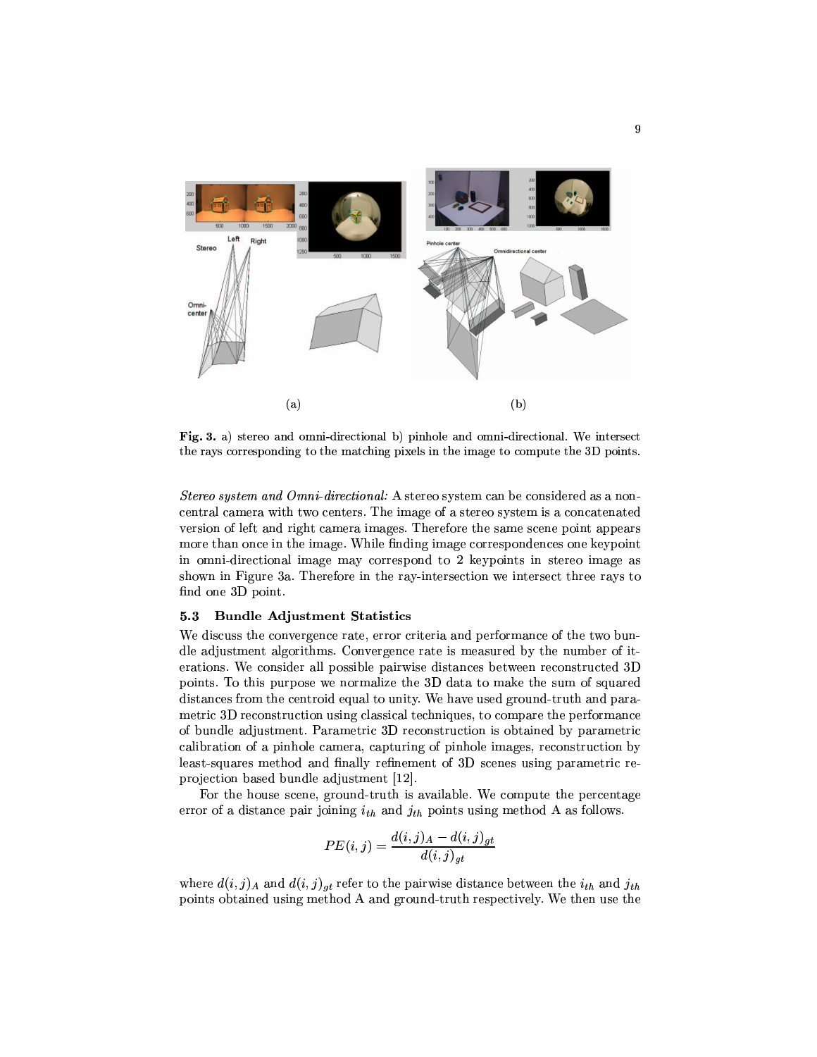**Fig. 3.** a) stereo and omni-directional b) pinhole and omni-directional. We intersect the rays corresponding to the matching pixels in the image to compute the 3D points.

*Stereo system and Omni-directional:* A stereo system can be considered as a non-central camera with two centers. The image of a stereo system is a concatenated version of left and right camera images. Therefore the same scene point appears more than once in the image. While finding image correspondences one keypoint in omni-directional image may correspond to 2 keypoints in stereo image as shown in Figure 3a. Therefore in the ray-intersection we intersect three rays to find one 3D point.

### 5.3 Bundle Adjustment Statistics

We discuss the convergence rate, error criteria and performance of the two bundle adjustment algorithms. Convergence rate is measured by the number of iterations. We consider all possible pairwise distances between reconstructed 3D points. To this purpose we normalize the 3D data to make the sum of squared distances from the centroid equal to unity. We have used ground-truth and parametric 3D reconstruction using classical techniques, to compare the performance of bundle adjustment. Parametric 3D reconstruction is obtained by parametric calibration of a pinhole camera, capturing of pinhole images, reconstruction by least-squares method and finally refinement of 3D scenes using parametric reprojection based bundle adjustment [12].

For the house scene, ground-truth is available. We compute the percentage error of a distance pair joining $i_{th}$ and $j_{th}$ points using method A as follows.

$$PE(i,j) = \frac{d(i,j)_A - d(i,j)_{gt}}{d(i,j)_{gt}}$$

where $d(i,j)_A$ and $d(i,j)_{gt}$ refer to the pairwise distance between the $i_{th}$ and $j_{th}$ points obtained using method A and ground-truth respectively. We then use the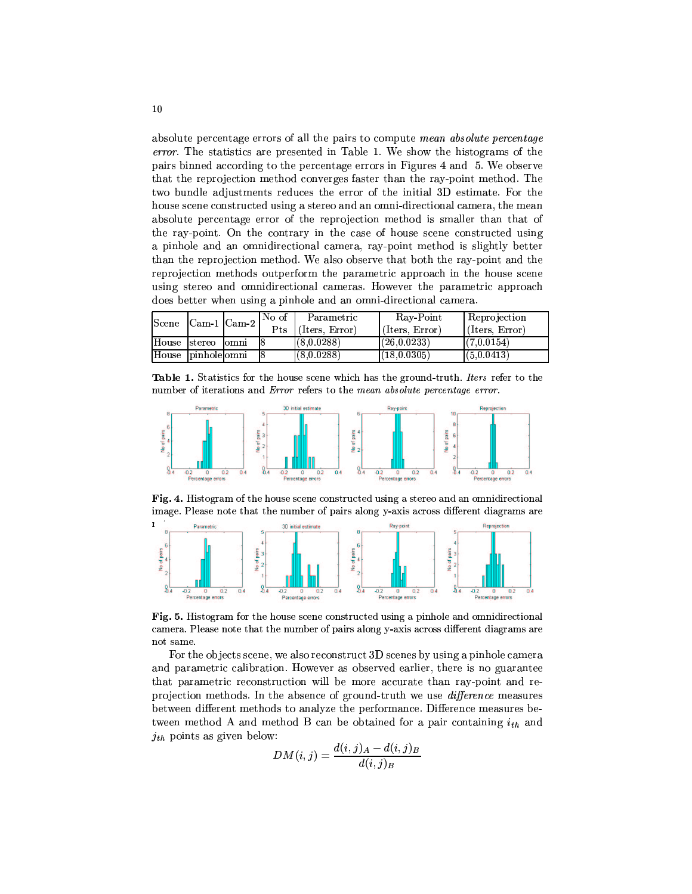absolute percentage errors of all the pairs to compute *mean absolute percentage error*. The statistics are presented in Table 1. We show the histograms of the pairs binned according to the percentage errors in Figures 4 and 5. We observe that the reprojection method converges faster than the ray-point method. The two bundle adjustments reduces the error of the initial 3D estimate. For the house scene constructed using a stereo and an omni-directional camera, the mean absolute percentage error of the reprojection method is smaller than that of the ray-point. On the contrary in the case of house scene constructed using a pinhole and an omnidirectional camera, ray-point method is slightly better than the reprojection method. We also observe that both the ray-point and the reprojection methods outperform the parametric approach in the house scene using stereo and omnidirectional cameras. However the parametric approach does better when using a pinhole and an omni-directional camera.

| Scene | Cam-1 | Cam-2 | No of Pts | Parametric (Iters, Error) | Ray-Point (Iters, Error) | Reprojection (Iters, Error) |
|---|---|---|---|---|---|---|
| House | stereo | omni | 8 | (8,0.0288) | (26,0.0233) | (7,0.0154) |
| House | pinhole | omni | 8 | (8,0.0288) | (18,0.0305) | (5,0.0413) |

**Table 1.** Statistics for the house scene which has the ground-truth. *Iters* refer to the number of iterations and *Error* refers to the *mean absolute percentage error*.

**Fig. 4.** Histogram of the house scene constructed using a stereo and an omnidirectional image. Please note that the number of pairs along y-axis across different diagrams are not same.

**Fig. 5.** Histogram for the house scene constructed using a pinhole and omnidirectional camera. Please note that the number of pairs along y-axis across different diagrams are not same.

For the objects scene, we also reconstruct 3D scenes by using a pinhole camera and parametric calibration. However as observed earlier, there is no guarantee that parametric reconstruction will be more accurate than ray-point and reprojection methods. In the absence of ground-truth we use *difference* measures between different methods to analyze the performance. Difference measures between method A and method B can be obtained for a pair containing $i_{th}$ and $j_{th}$ points as given below:

$$DM(i,j) = \frac{d(i,j)_A - d(i,j)_B}{d(i,j)_B}$$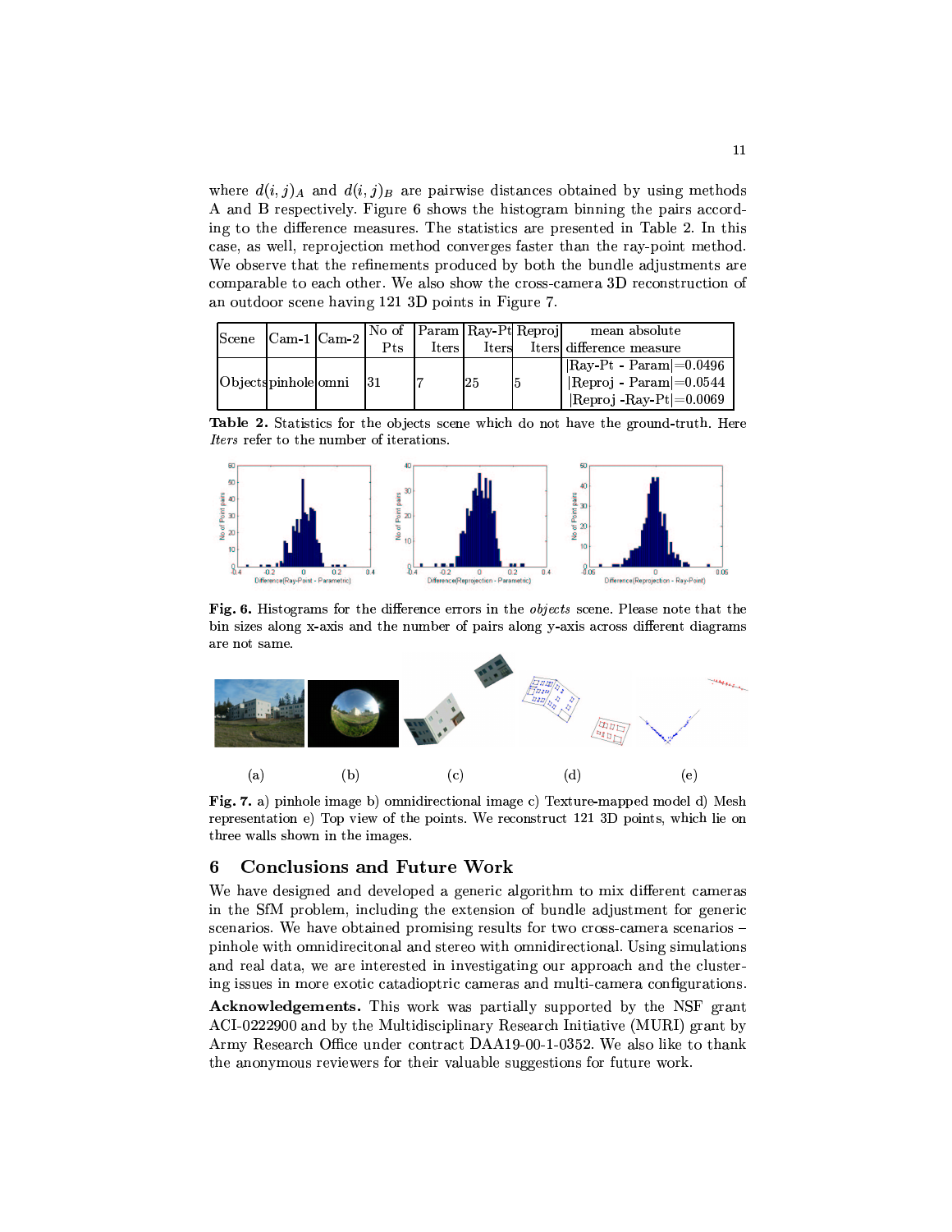where $d(i, j)_A$ and $d(i, j)_B$ are pairwise distances obtained by using methods A and B respectively. Figure 6 shows the histogram binning the pairs according to the difference measures. The statistics are presented in Table 2. In this case, as well, reprojection method converges faster than the ray-point method. We observe that the refinements produced by both the bundle adjustments are comparable to each other. We also show the cross-camera 3D reconstruction of an outdoor scene having 121 3D points in Figure 7.

| Scene | Cam-1 | Cam-2 | No of Pts | Param Iters | Ray-Pt Iters | Reproj Iters | mean absolute difference measure |
|---|---|---|---|---|---|---|---|
| Objects | pinhole | omni | 31 | 7 | 25 | 5 | \|Ray-Pt - Param\|=0.0496<br>\|Reproj - Param\|=0.0544<br>\|Reproj -Ray-Pt\|=0.0069 |

**Table 2.** Statistics for the objects scene which do not have the ground-truth. Here *Iters* refer to the number of iterations.

**Fig. 6.** Histograms for the difference errors in the *objects* scene. Please note that the bin sizes along x-axis and the number of pairs along y-axis across different diagrams are not same.

(a) (b) (c) (d) (e)

**Fig. 7.** a) pinhole image b) omnidirectional image c) Texture-mapped model d) Mesh representation e) Top view of the points. We reconstruct 121 3D points, which lie on three walls shown in the images.

## 6 Conclusions and Future Work

We have designed and developed a generic algorithm to mix different cameras in the SfM problem, including the extension of bundle adjustment for generic scenarios. We have obtained promising results for two cross-camera scenarios – pinhole with omnidirecitonal and stereo with omnidirectional. Using simulations and real data, we are interested in investigating our approach and the clustering issues in more exotic catadioptric cameras and multi-camera configurations.

**Acknowledgements.** This work was partially supported by the NSF grant ACI-0222900 and by the Multidisciplinary Research Initiative (MURI) grant by Army Research Office under contract DAA19-00-1-0352. We also like to thank the anonymous reviewers for their valuable suggestions for future work.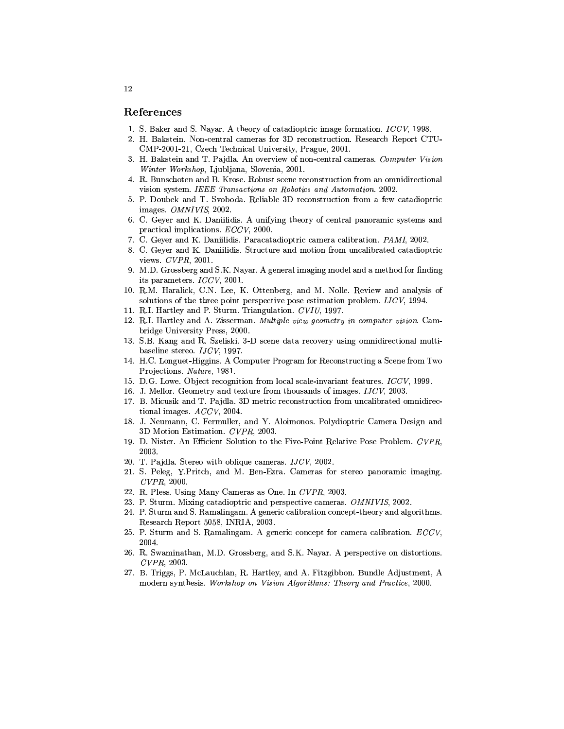## References

1. S. Baker and S. Nayar. A theory of catadioptric image formation. *ICCV*, 1998.
2. H. Bakstein. Non-central cameras for 3D reconstruction. Research Report CTU-CMP-2001-21, Czech Technical University, Prague, 2001.
3. H. Bakstein and T. Pajdla. An overview of non-central cameras. *Computer Vision Winter Workshop*, Ljubljana, Slovenia, 2001.
4. R. Bunschoten and B. Krose. Robust scene reconstruction from an omnidirectional vision system. *IEEE Transactions on Robotics and Automation*. 2002.
5. P. Doubek and T. Svoboda. Reliable 3D reconstruction from a few catadioptric images. *OMNIVIS*, 2002.
6. C. Geyer and K. Daniilidis. A unifying theory of central panoramic systems and practical implications. *ECCV*, 2000.
7. C. Geyer and K. Daniilidis. Paracatadioptric camera calibration. *PAMI*, 2002.
8. C. Geyer and K. Daniilidis. Structure and motion from uncalibrated catadioptric views. *CVPR*, 2001.
9. M.D. Grossberg and S.K. Nayar. A general imaging model and a method for finding its parameters. *ICCV*, 2001.
10. R.M. Haralick, C.N. Lee, K. Ottenberg, and M. Nolle. Review and analysis of solutions of the three point perspective pose estimation problem. *IJCV*, 1994.
11. R.I. Hartley and P. Sturm. Triangulation. *CVIU*, 1997.
12. R.I. Hartley and A. Zisserman. *Multiple view geometry in computer vision*. Cambridge University Press, 2000.
13. S.B. Kang and R. Szeliski. 3-D scene data recovery using omnidirectional multibaseline stereo. *IJCV*, 1997.
14. H.C. Longuet-Higgins. A Computer Program for Reconstructing a Scene from Two Projections. *Nature*, 1981.
15. D.G. Lowe. Object recognition from local scale-invariant features. *ICCV*, 1999.
16. J. Mellor. Geometry and texture from thousands of images. *IJCV*, 2003.
17. B. Micusik and T. Pajdla. 3D metric reconstruction from uncalibrated omnidirectional images. *ACCV*, 2004.
18. J. Neumann, C. Fermuller, and Y. Aloimonos. Polydioptric Camera Design and 3D Motion Estimation. *CVPR*, 2003.
19. D. Nister. An Efficient Solution to the Five-Point Relative Pose Problem. *CVPR*, 2003.
20. T. Pajdla. Stereo with oblique cameras. *IJCV*, 2002.
21. S. Peleg, Y.Pritch, and M. Ben-Ezra. Cameras for stereo panoramic imaging. *CVPR*, 2000.
22. R. Pless. Using Many Cameras as One. In *CVPR*, 2003.
23. P. Sturm. Mixing catadioptric and perspective cameras. *OMNIVIS*, 2002.
24. P. Sturm and S. Ramalingam. A generic calibration concept-theory and algorithms. Research Report 5058, INRIA, 2003.
25. P. Sturm and S. Ramalingam. A generic concept for camera calibration. *ECCV*, 2004.
26. R. Swaminathan, M.D. Grossberg, and S.K. Nayar. A perspective on distortions. *CVPR*, 2003.
27. B. Triggs, P. McLauchlan, R. Hartley, and A. Fitzgibbon. Bundle Adjustment, A modern synthesis. *Workshop on Vision Algorithms: Theory and Practice*, 2000.